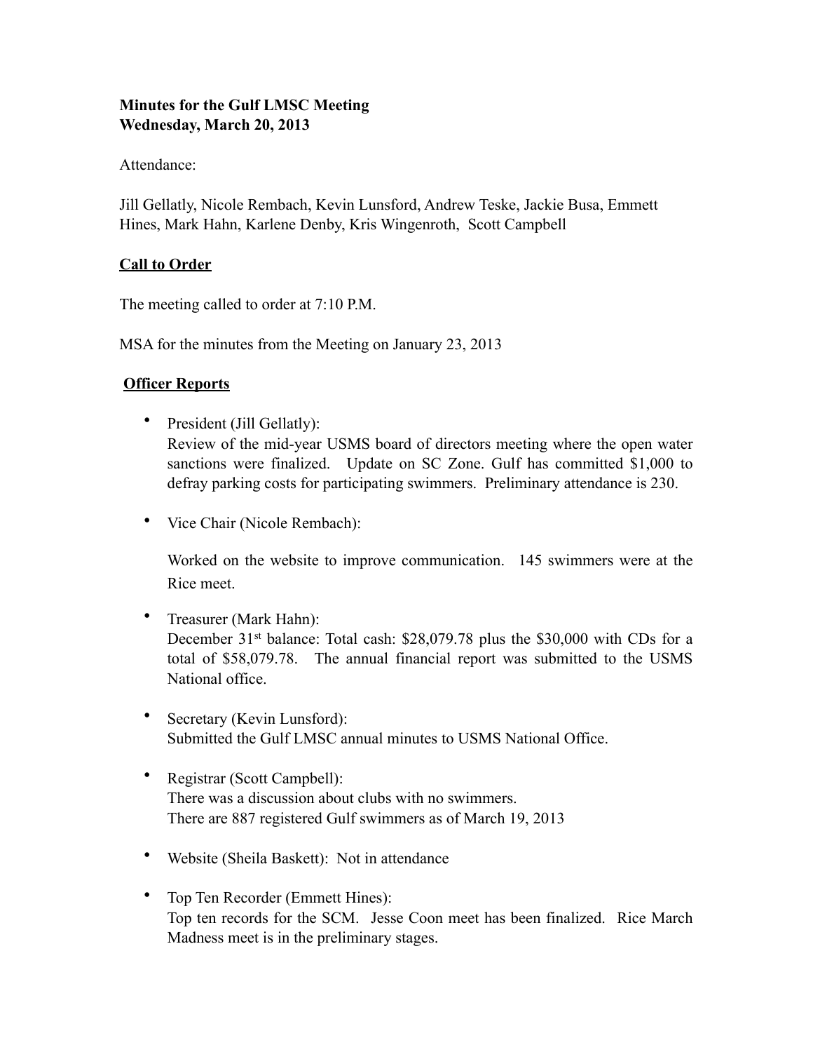**Minutes for the Gulf LMSC Meeting**
**Wednesday, March 20, 2013**

Attendance:

Jill Gellatly, Nicole Rembach, Kevin Lunsford, Andrew Teske, Jackie Busa, Emmett Hines, Mark Hahn, Karlene Denby, Kris Wingenroth, Scott Campbell

**Call to Order**

The meeting called to order at 7:10 P.M.

MSA for the minutes from the Meeting on January 23, 2013

**Officer Reports**

- President (Jill Gellatly):
  Review of the mid-year USMS board of directors meeting where the open water sanctions were finalized. Update on SC Zone. Gulf has committed $1,000 to defray parking costs for participating swimmers. Preliminary attendance is 230.

- Vice Chair (Nicole Rembach):

  Worked on the website to improve communication. 145 swimmers were at the Rice meet.

- Treasurer (Mark Hahn):
  December 31st balance: Total cash: $28,079.78 plus the $30,000 with CDs for a total of $58,079.78. The annual financial report was submitted to the USMS National office.

- Secretary (Kevin Lunsford):
  Submitted the Gulf LMSC annual minutes to USMS National Office.

- Registrar (Scott Campbell):
  There was a discussion about clubs with no swimmers.
  There are 887 registered Gulf swimmers as of March 19, 2013

- Website (Sheila Baskett): Not in attendance

- Top Ten Recorder (Emmett Hines):
  Top ten records for the SCM. Jesse Coon meet has been finalized. Rice March Madness meet is in the preliminary stages.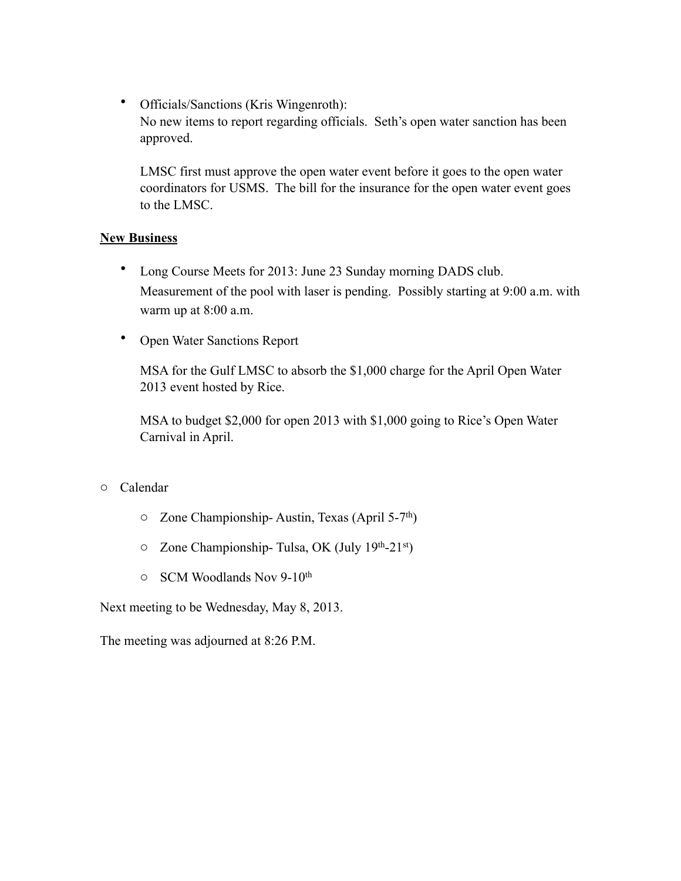- Officials/Sanctions (Kris Wingenroth):
  No new items to report regarding officials. Seth's open water sanction has been approved.

  LMSC first must approve the open water event before it goes to the open water coordinators for USMS. The bill for the insurance for the open water event goes to the LMSC.

**New Business**

- Long Course Meets for 2013: June 23 Sunday morning DADS club.
  Measurement of the pool with laser is pending. Possibly starting at 9:00 a.m. with warm up at 8:00 a.m.

- Open Water Sanctions Report

  MSA for the Gulf LMSC to absorb the $1,000 charge for the April Open Water 2013 event hosted by Rice.

  MSA to budget $2,000 for open 2013 with $1,000 going to Rice's Open Water Carnival in April.

- Calendar
  - Zone Championship- Austin, Texas (April 5-7th)
  - Zone Championship- Tulsa, OK (July 19th-21st)
  - SCM Woodlands Nov 9-10th

Next meeting to be Wednesday, May 8, 2013.

The meeting was adjourned at 8:26 P.M.